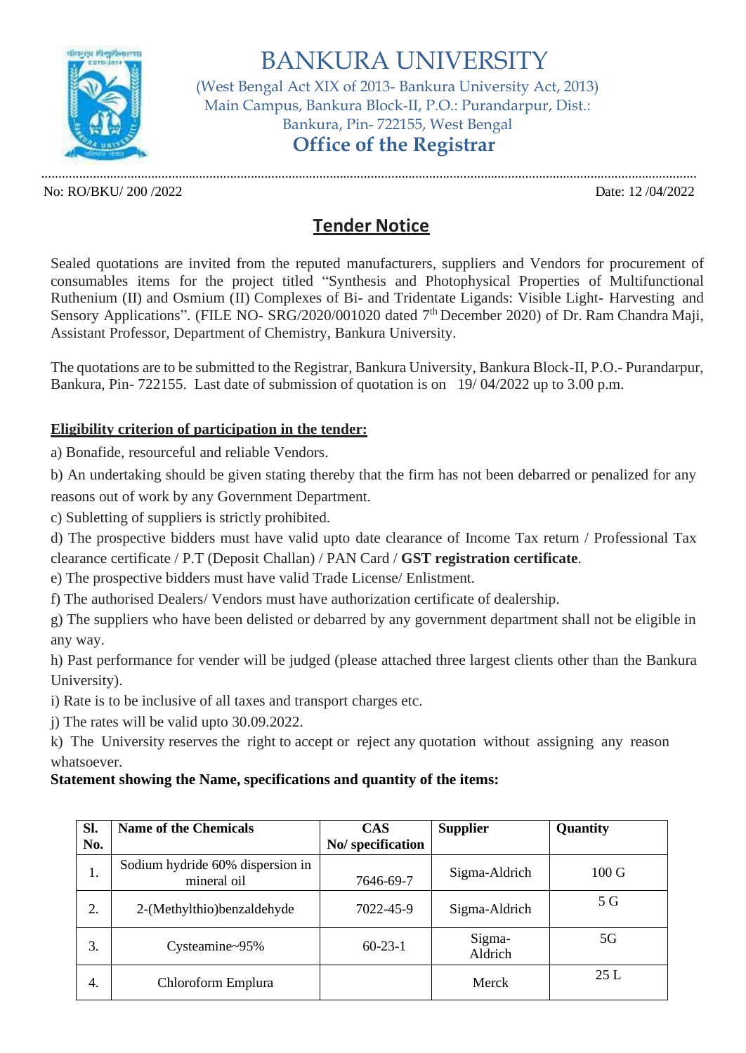# BANKURA UNIVERSITY

(West Bengal Act XIX of 2013- Bankura University Act, 2013)
Main Campus, Bankura Block-II, P.O.: Purandarpur, Dist.: Bankura, Pin- 722155, West Bengal

## Office of the Registrar

No: RO/BKU/ 200 /2022 Date: 12 /04/2022

## Tender Notice

Sealed quotations are invited from the reputed manufacturers, suppliers and Vendors for procurement of consumables items for the project titled "Synthesis and Photophysical Properties of Multifunctional Ruthenium (II) and Osmium (II) Complexes of Bi- and Tridentate Ligands: Visible Light- Harvesting and Sensory Applications". (FILE NO- SRG/2020/001020 dated 7th December 2020) of Dr. Ram Chandra Maji, Assistant Professor, Department of Chemistry, Bankura University.

The quotations are to be submitted to the Registrar, Bankura University, Bankura Block-II, P.O.- Purandarpur, Bankura, Pin- 722155. Last date of submission of quotation is on 19/ 04/2022 up to 3.00 p.m.

**Eligibility criterion of participation in the tender:**

a) Bonafide, resourceful and reliable Vendors.

b) An undertaking should be given stating thereby that the firm has not been debarred or penalized for any reasons out of work by any Government Department.

c) Subletting of suppliers is strictly prohibited.

d) The prospective bidders must have valid upto date clearance of Income Tax return / Professional Tax clearance certificate / P.T (Deposit Challan) / PAN Card / **GST registration certificate**.

e) The prospective bidders must have valid Trade License/ Enlistment.

f) The authorised Dealers/ Vendors must have authorization certificate of dealership.

g) The suppliers who have been delisted or debarred by any government department shall not be eligible in any way.

h) Past performance for vender will be judged (please attached three largest clients other than the Bankura University).

i) Rate is to be inclusive of all taxes and transport charges etc.

j) The rates will be valid upto 30.09.2022.

k) The University reserves the right to accept or reject any quotation without assigning any reason whatsoever.

**Statement showing the Name, specifications and quantity of the items:**

| Sl. No. | Name of the Chemicals | CAS No/ specification | Supplier | Quantity |
|---|---|---|---|---|
| 1. | Sodium hydride 60% dispersion in mineral oil | 7646-69-7 | Sigma-Aldrich | 100 G |
| 2. | 2-(Methylthio)benzaldehyde | 7022-45-9 | Sigma-Aldrich | 5 G |
| 3. | Cysteamine~95% | 60-23-1 | Sigma-Aldrich | 5G |
| 4. | Chloroform Emplura | | Merck | 25 L |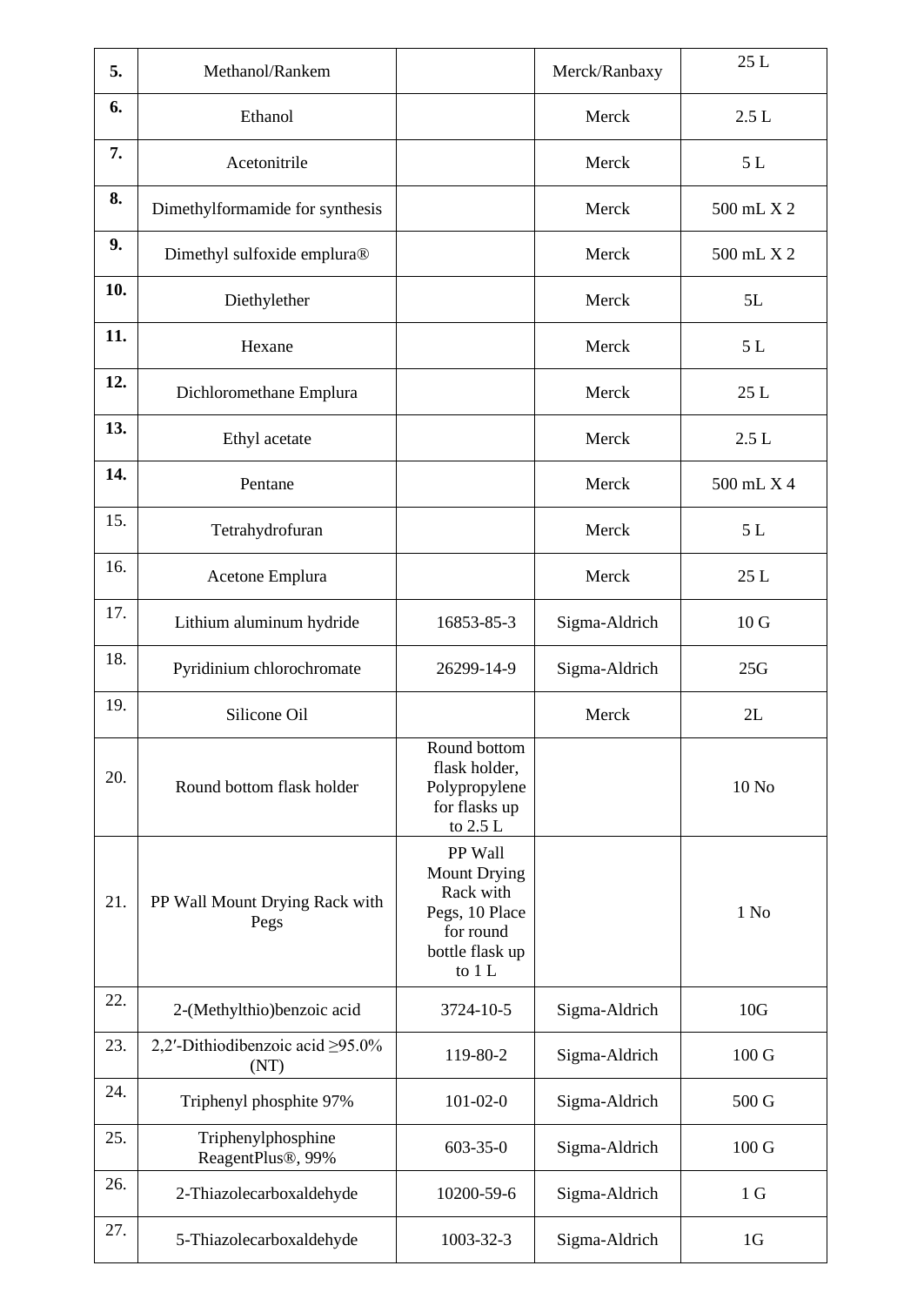| | | | | |
|---|---|---|---|---|
| **5.** | Methanol/Rankem | | Merck/Ranbaxy | 25 L |
| **6.** | Ethanol | | Merck | 2.5 L |
| **7.** | Acetonitrile | | Merck | 5 L |
| **8.** | Dimethylformamide for synthesis | | Merck | 500 mL X 2 |
| **9.** | Dimethyl sulfoxide emplura® | | Merck | 500 mL X 2 |
| **10.** | Diethylether | | Merck | 5L |
| **11.** | Hexane | | Merck | 5 L |
| **12.** | Dichloromethane Emplura | | Merck | 25 L |
| **13.** | Ethyl acetate | | Merck | 2.5 L |
| **14.** | Pentane | | Merck | 500 mL X 4 |
| 15. | Tetrahydrofuran | | Merck | 5 L |
| 16. | Acetone Emplura | | Merck | 25 L |
| 17. | Lithium aluminum hydride | 16853-85-3 | Sigma-Aldrich | 10 G |
| 18. | Pyridinium chlorochromate | 26299-14-9 | Sigma-Aldrich | 25G |
| 19. | Silicone Oil | | Merck | 2L |
| 20. | Round bottom flask holder | Round bottom flask holder, Polypropylene for flasks up to 2.5 L | | 10 No |
| 21. | PP Wall Mount Drying Rack with Pegs | PP Wall Mount Drying Rack with Pegs, 10 Place for round bottle flask up to 1 L | | 1 No |
| 22. | 2-(Methylthio)benzoic acid | 3724-10-5 | Sigma-Aldrich | 10G |
| 23. | 2,2′-Dithiodibenzoic acid ≥95.0% (NT) | 119-80-2 | Sigma-Aldrich | 100 G |
| 24. | Triphenyl phosphite 97% | 101-02-0 | Sigma-Aldrich | 500 G |
| 25. | Triphenylphosphine ReagentPlus®, 99% | 603-35-0 | Sigma-Aldrich | 100 G |
| 26. | 2-Thiazolecarboxaldehyde | 10200-59-6 | Sigma-Aldrich | 1 G |
| 27. | 5-Thiazolecarboxaldehyde | 1003-32-3 | Sigma-Aldrich | 1G |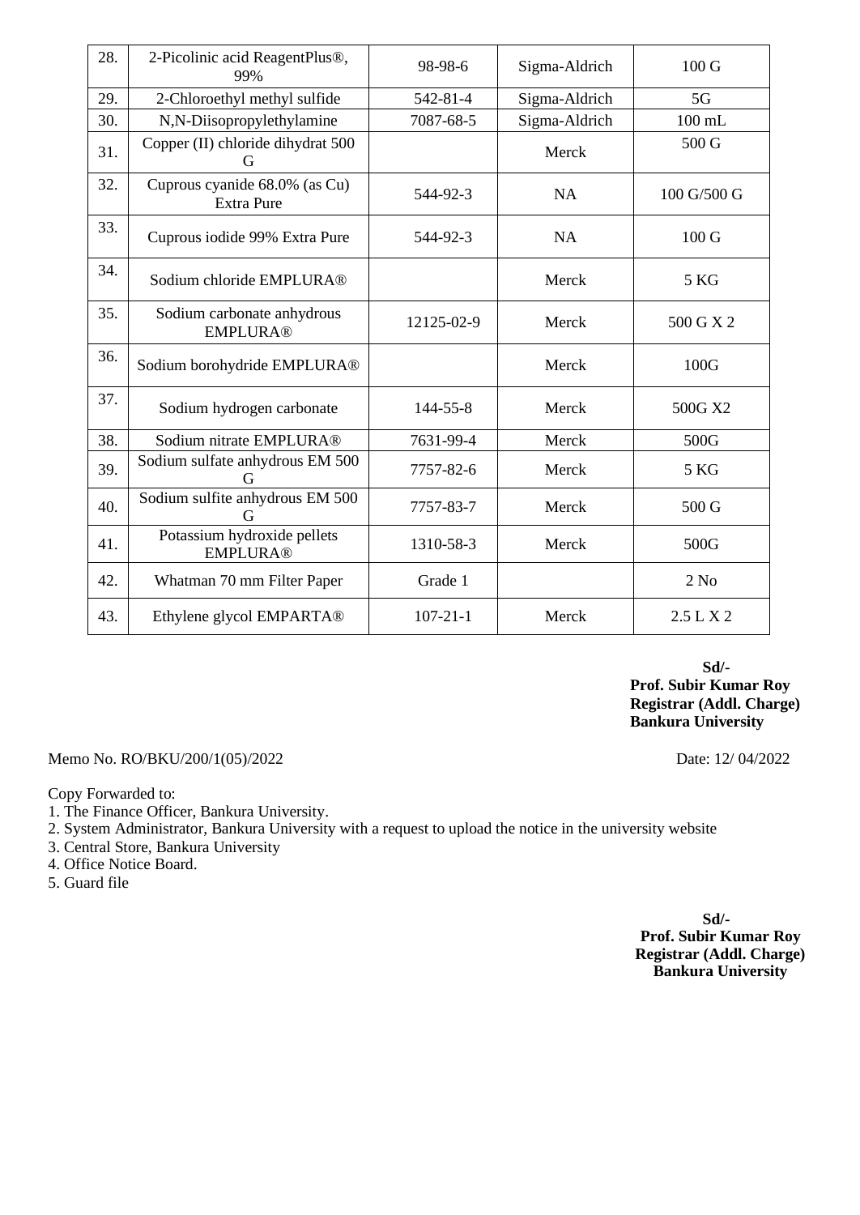| | | | | |
|---|---|---|---|---|
| 28. | 2-Picolinic acid ReagentPlus®, 99% | 98-98-6 | Sigma-Aldrich | 100 G |
| 29. | 2-Chloroethyl methyl sulfide | 542-81-4 | Sigma-Aldrich | 5G |
| 30. | N,N-Diisopropylethylamine | 7087-68-5 | Sigma-Aldrich | 100 mL |
| 31. | Copper (II) chloride dihydrat 500 G | | Merck | 500 G |
| 32. | Cuprous cyanide 68.0% (as Cu) Extra Pure | 544-92-3 | NA | 100 G/500 G |
| 33. | Cuprous iodide 99% Extra Pure | 544-92-3 | NA | 100 G |
| 34. | Sodium chloride EMPLURA® | | Merck | 5 KG |
| 35. | Sodium carbonate anhydrous EMPLURA® | 12125-02-9 | Merck | 500 G X 2 |
| 36. | Sodium borohydride EMPLURA® | | Merck | 100G |
| 37. | Sodium hydrogen carbonate | 144-55-8 | Merck | 500G X2 |
| 38. | Sodium nitrate EMPLURA® | 7631-99-4 | Merck | 500G |
| 39. | Sodium sulfate anhydrous EM 500 G | 7757-82-6 | Merck | 5 KG |
| 40. | Sodium sulfite anhydrous EM 500 G | 7757-83-7 | Merck | 500 G |
| 41. | Potassium hydroxide pellets EMPLURA® | 1310-58-3 | Merck | 500G |
| 42. | Whatman 70 mm Filter Paper | Grade 1 | | 2 No |
| 43. | Ethylene glycol EMPARTA® | 107-21-1 | Merck | 2.5 L X 2 |

**Sd/-**
**Prof. Subir Kumar Roy**
**Registrar (Addl. Charge)**
**Bankura University**

Memo No. RO/BKU/200/1(05)/2022 Date: 12/ 04/2022

Copy Forwarded to:

1. The Finance Officer, Bankura University.
2. System Administrator, Bankura University with a request to upload the notice in the university website
3. Central Store, Bankura University
4. Office Notice Board.
5. Guard file

**Sd/-**
**Prof. Subir Kumar Roy**
**Registrar (Addl. Charge)**
**Bankura University**